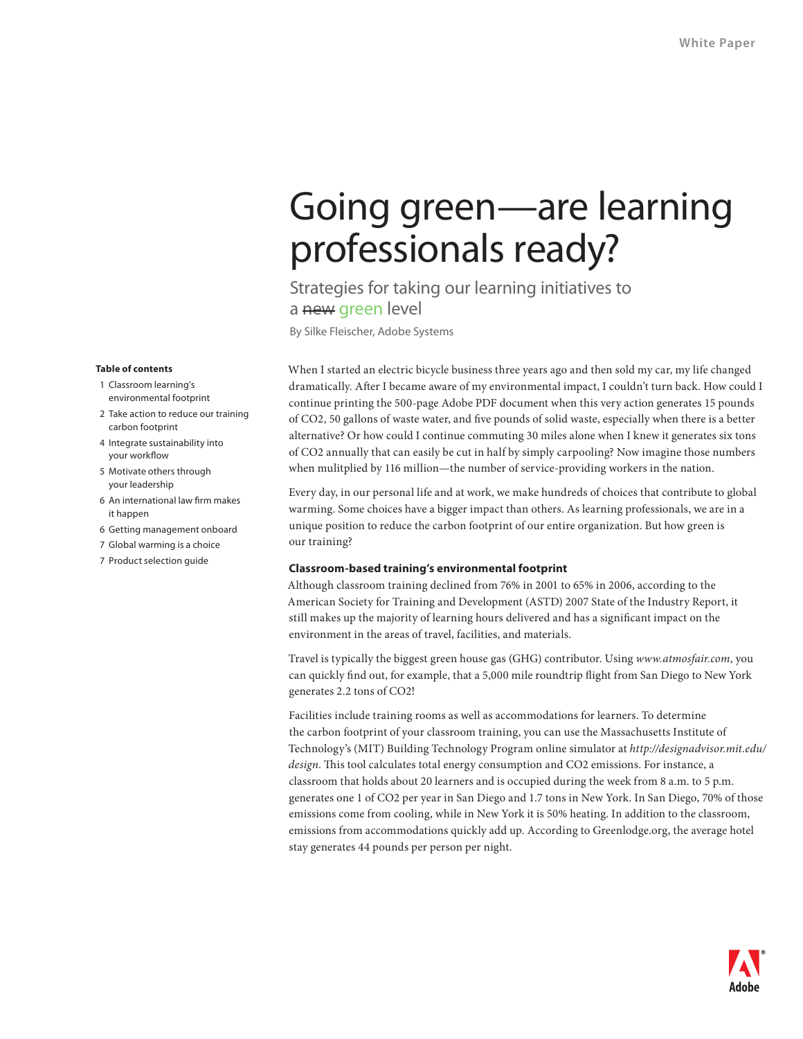White Paper

# Going green—are learning professionals ready?

## Strategies for taking our learning initiatives to a ~~new~~ green level

By Silke Fleischer, Adobe Systems

**Table of contents**

1 Classroom learning's environmental footprint
2 Take action to reduce our training carbon footprint
4 Integrate sustainability into your workflow
5 Motivate others through your leadership
6 An international law firm makes it happen
6 Getting management onboard
7 Global warming is a choice
7 Product selection guide

When I started an electric bicycle business three years ago and then sold my car, my life changed dramatically. After I became aware of my environmental impact, I couldn't turn back. How could I continue printing the 500-page Adobe PDF document when this very action generates 15 pounds of CO2, 50 gallons of waste water, and five pounds of solid waste, especially when there is a better alternative? Or how could I continue commuting 30 miles alone when I knew it generates six tons of CO2 annually that can easily be cut in half by simply carpooling? Now imagine those numbers when mulitplied by 116 million—the number of service-providing workers in the nation.

Every day, in our personal life and at work, we make hundreds of choices that contribute to global warming. Some choices have a bigger impact than others. As learning professionals, we are in a unique position to reduce the carbon footprint of our entire organization. But how green is our training?

### Classroom-based training's environmental footprint

Although classroom training declined from 76% in 2001 to 65% in 2006, according to the American Society for Training and Development (ASTD) 2007 State of the Industry Report, it still makes up the majority of learning hours delivered and has a significant impact on the environment in the areas of travel, facilities, and materials.

Travel is typically the biggest green house gas (GHG) contributor. Using *www.atmosfair.com*, you can quickly find out, for example, that a 5,000 mile roundtrip flight from San Diego to New York generates 2.2 tons of CO2!

Facilities include training rooms as well as accommodations for learners. To determine the carbon footprint of your classroom training, you can use the Massachusetts Institute of Technology's (MIT) Building Technology Program online simulator at *http://designadvisor.mit.edu/design*. This tool calculates total energy consumption and CO2 emissions. For instance, a classroom that holds about 20 learners and is occupied during the week from 8 a.m. to 5 p.m. generates one 1 of CO2 per year in San Diego and 1.7 tons in New York. In San Diego, 70% of those emissions come from cooling, while in New York it is 50% heating. In addition to the classroom, emissions from accommodations quickly add up. According to Greenlodge.org, the average hotel stay generates 44 pounds per person per night.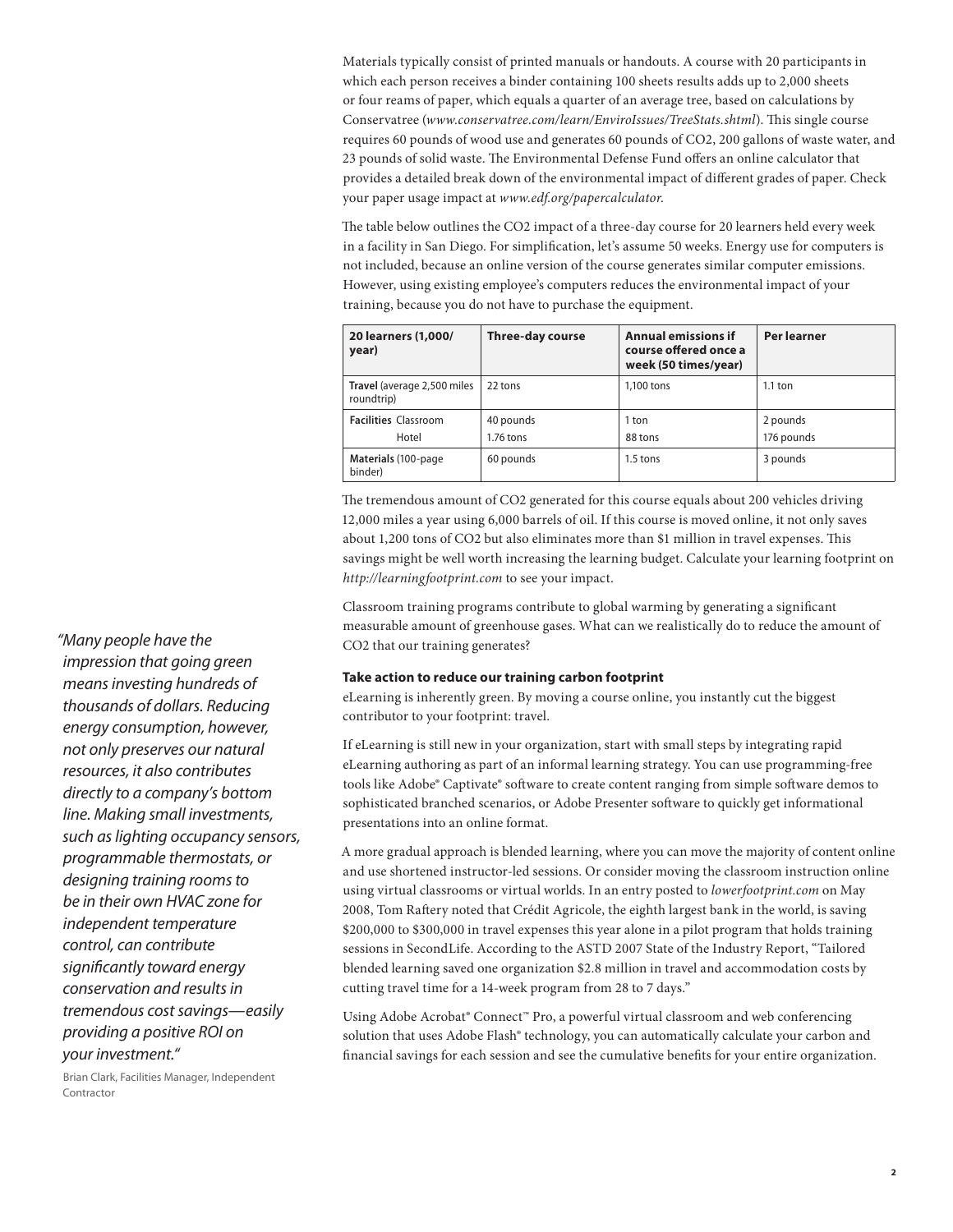Materials typically consist of printed manuals or handouts. A course with 20 participants in which each person receives a binder containing 100 sheets results adds up to 2,000 sheets or four reams of paper, which equals a quarter of an average tree, based on calculations by Conservatree (*www.conservatree.com/learn/EnviroIssues/TreeStats.shtml*). This single course requires 60 pounds of wood use and generates 60 pounds of $CO_2$, 200 gallons of waste water, and 23 pounds of solid waste. The Environmental Defense Fund offers an online calculator that provides a detailed break down of the environmental impact of different grades of paper. Check your paper usage impact at *www.edf.org/papercalculator*.

The table below outlines the $CO_2$ impact of a three-day course for 20 learners held every week in a facility in San Diego. For simplification, let's assume 50 weeks. Energy use for computers is not included, because an online version of the course generates similar computer emissions. However, using existing employee's computers reduces the environmental impact of your training, because you do not have to purchase the equipment.

| 20 learners (1,000/ year) | Three-day course | Annual emissions if course offered once a week (50 times/year) | Per learner |
|---|---|---|---|
| **Travel** (average 2,500 miles roundtrip) | 22 tons | 1,100 tons | 1.1 ton |
| **Facilities** Classroom | 40 pounds | 1 ton | 2 pounds |
| Hotel | 1.76 tons | 88 tons | 176 pounds |
| **Materials** (100-page binder) | 60 pounds | 1.5 tons | 3 pounds |

The tremendous amount of $CO_2$ generated for this course equals about 200 vehicles driving 12,000 miles a year using 6,000 barrels of oil. If this course is moved online, it not only saves about 1,200 tons of $CO_2$ but also eliminates more than $1 million in travel expenses. This savings might be well worth increasing the learning budget. Calculate your learning footprint on *http://learningfootprint.com* to see your impact.

Classroom training programs contribute to global warming by generating a significant measurable amount of greenhouse gases. What can we realistically do to reduce the amount of $CO_2$ that our training generates?

*"Many people have the impression that going green means investing hundreds of thousands of dollars. Reducing energy consumption, however, not only preserves our natural resources, it also contributes directly to a company's bottom line. Making small investments, such as lighting occupancy sensors, programmable thermostats, or designing training rooms to be in their own HVAC zone for independent temperature control, can contribute significantly toward energy conservation and results in tremendous cost savings—easily providing a positive ROI on your investment."*

Brian Clark, Facilities Manager, Independent Contractor

**Take action to reduce our training carbon footprint**

eLearning is inherently green. By moving a course online, you instantly cut the biggest contributor to your footprint: travel.

If eLearning is still new in your organization, start with small steps by integrating rapid eLearning authoring as part of an informal learning strategy. You can use programming-free tools like Adobe® Captivate® software to create content ranging from simple software demos to sophisticated branched scenarios, or Adobe Presenter software to quickly get informational presentations into an online format.

A more gradual approach is blended learning, where you can move the majority of content online and use shortened instructor-led sessions. Or consider moving the classroom instruction online using virtual classrooms or virtual worlds. In an entry posted to *lowerfootprint.com* on May 2008, Tom Raftery noted that Crédit Agricole, the eighth largest bank in the world, is saving $200,000 to $300,000 in travel expenses this year alone in a pilot program that holds training sessions in SecondLife. According to the ASTD 2007 State of the Industry Report, "Tailored blended learning saved one organization $2.8 million in travel and accommodation costs by cutting travel time for a 14-week program from 28 to 7 days."

Using Adobe Acrobat® Connect™ Pro, a powerful virtual classroom and web conferencing solution that uses Adobe Flash® technology, you can automatically calculate your carbon and financial savings for each session and see the cumulative benefits for your entire organization.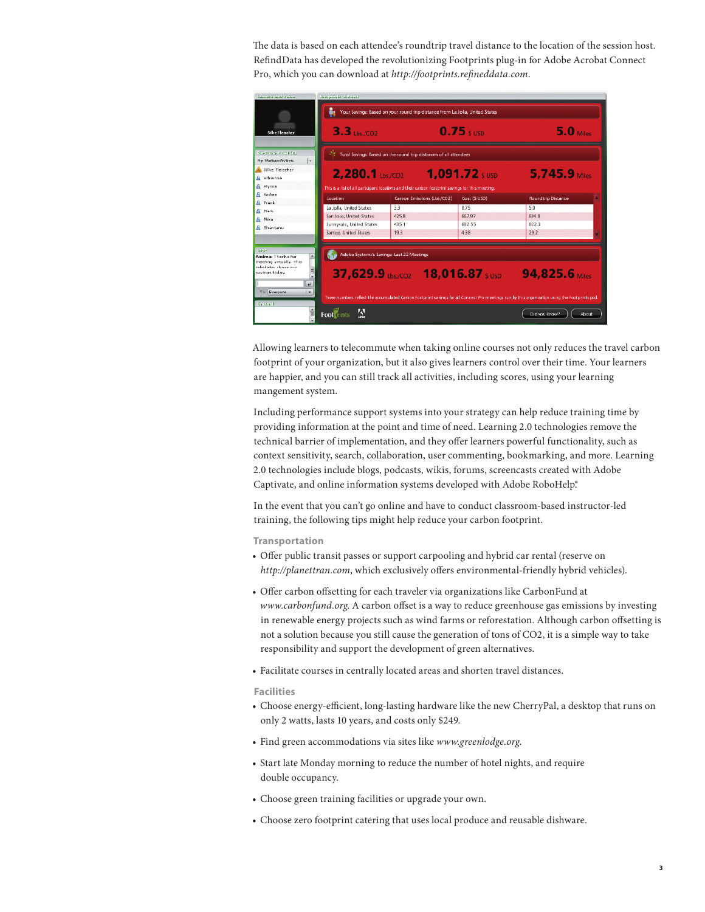The data is based on each attendee's roundtrip travel distance to the location of the session host. RefindData has developed the revolutionizing Footprints plug-in for Adobe Acrobat Connect Pro, which you can download at *http://footprints.refineddata.com*.

Allowing learners to telecommute when taking online courses not only reduces the travel carbon footprint of your organization, but it also gives learners control over their time. Your learners are happier, and you can still track all activities, including scores, using your learning mangement system.

Including performance support systems into your strategy can help reduce training time by providing information at the point and time of need. Learning 2.0 technologies remove the technical barrier of implementation, and they offer learners powerful functionality, such as context sensitivity, search, collaboration, user commenting, bookmarking, and more. Learning 2.0 technologies include blogs, podcasts, wikis, forums, screencasts created with Adobe Captivate, and online information systems developed with Adobe RoboHelp®.

In the event that you can't go online and have to conduct classroom-based instructor-led training, the following tips might help reduce your carbon footprint.

### Transportation

- Offer public transit passes or support carpooling and hybrid car rental (reserve on *http://planettran.com*, which exclusively offers environmental-friendly hybrid vehicles).
- Offer carbon offsetting for each traveler via organizations like CarbonFund at *www.carbonfund.org*. A carbon offset is a way to reduce greenhouse gas emissions by investing in renewable energy projects such as wind farms or reforestation. Although carbon offsetting is not a solution because you still cause the generation of tons of CO2, it is a simple way to take responsibility and support the development of green alternatives.
- Facilitate courses in centrally located areas and shorten travel distances.

### Facilities

- Choose energy-efficient, long-lasting hardware like the new CherryPal, a desktop that runs on only 2 watts, lasts 10 years, and costs only $249.
- Find green accommodations via sites like *www.greenlodge.org*.
- Start late Monday morning to reduce the number of hotel nights, and require double occupancy.
- Choose green training facilities or upgrade your own.
- Choose zero footprint catering that uses local produce and reusable dishware.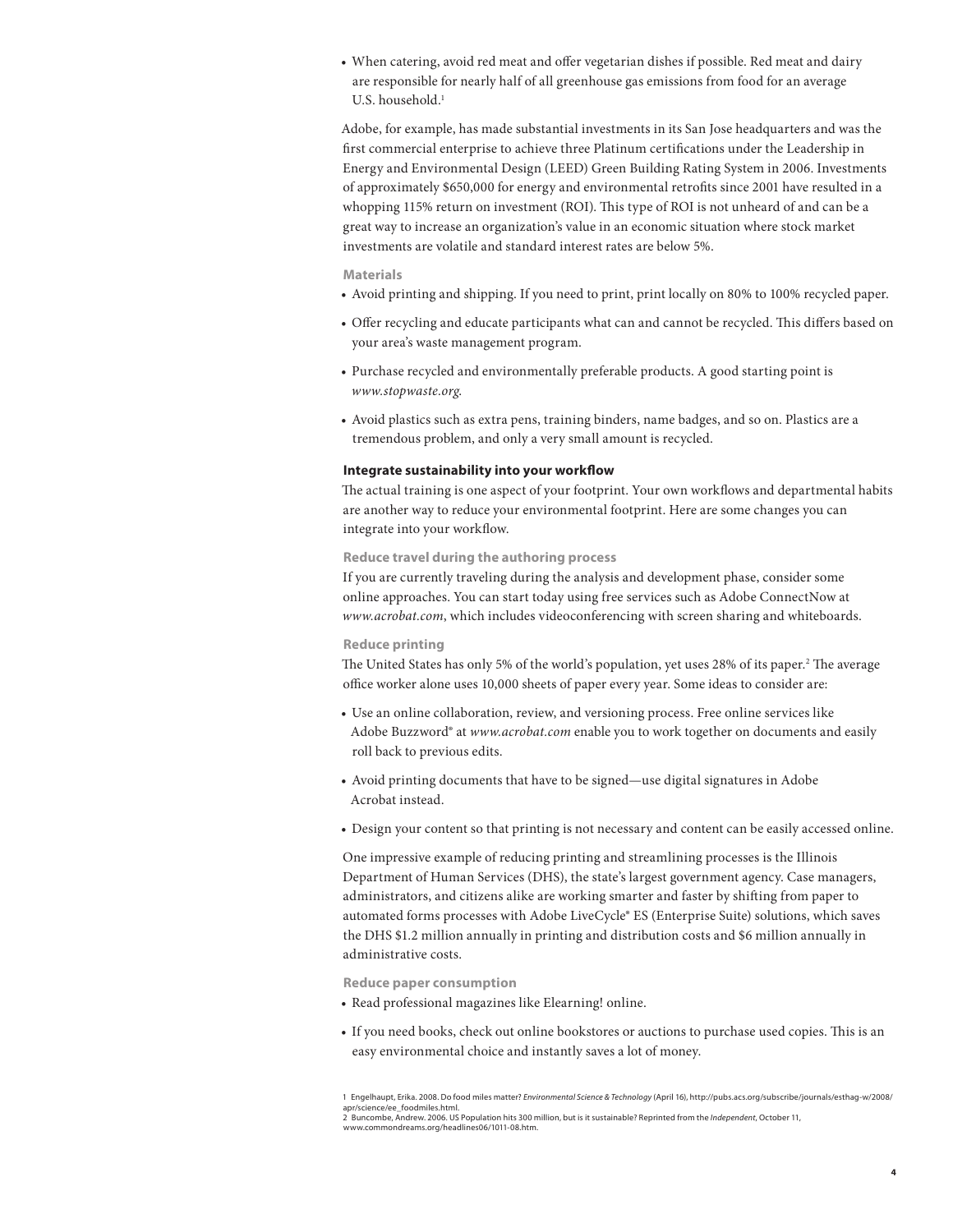- When catering, avoid red meat and offer vegetarian dishes if possible. Red meat and dairy are responsible for nearly half of all greenhouse gas emissions from food for an average U.S. household.[1]

Adobe, for example, has made substantial investments in its San Jose headquarters and was the first commercial enterprise to achieve three Platinum certifications under the Leadership in Energy and Environmental Design (LEED) Green Building Rating System in 2006. Investments of approximately $650,000 for energy and environmental retrofits since 2001 have resulted in a whopping 115% return on investment (ROI). This type of ROI is not unheard of and can be a great way to increase an organization's value in an economic situation where stock market investments are volatile and standard interest rates are below 5%.

#### Materials

- Avoid printing and shipping. If you need to print, print locally on 80% to 100% recycled paper.
- Offer recycling and educate participants what can and cannot be recycled. This differs based on your area's waste management program.
- Purchase recycled and environmentally preferable products. A good starting point is *www.stopwaste.org.*
- Avoid plastics such as extra pens, training binders, name badges, and so on. Plastics are a tremendous problem, and only a very small amount is recycled.

### Integrate sustainability into your workflow

The actual training is one aspect of your footprint. Your own workflows and departmental habits are another way to reduce your environmental footprint. Here are some changes you can integrate into your workflow.

#### Reduce travel during the authoring process

If you are currently traveling during the analysis and development phase, consider some online approaches. You can start today using free services such as Adobe ConnectNow at *www.acrobat.com*, which includes videoconferencing with screen sharing and whiteboards.

#### Reduce printing

The United States has only 5% of the world's population, yet uses 28% of its paper.[2] The average office worker alone uses 10,000 sheets of paper every year. Some ideas to consider are:

- Use an online collaboration, review, and versioning process. Free online services like Adobe Buzzword® at *www.acrobat.com* enable you to work together on documents and easily roll back to previous edits.
- Avoid printing documents that have to be signed—use digital signatures in Adobe Acrobat instead.
- Design your content so that printing is not necessary and content can be easily accessed online.

One impressive example of reducing printing and streamlining processes is the Illinois Department of Human Services (DHS), the state's largest government agency. Case managers, administrators, and citizens alike are working smarter and faster by shifting from paper to automated forms processes with Adobe LiveCycle® ES (Enterprise Suite) solutions, which saves the DHS $1.2 million annually in printing and distribution costs and $6 million annually in administrative costs.

#### Reduce paper consumption

- Read professional magazines like Elearning! online.
- If you need books, check out online bookstores or auctions to purchase used copies. This is an easy environmental choice and instantly saves a lot of money.

1 Engelhaupt, Erika. 2008. Do food miles matter? *Environmental Science & Technology* (April 16), http://pubs.acs.org/subscribe/journals/esthag-w/2008/apr/science/ee_foodmiles.html.
2 Buncombe, Andrew. 2006. US Population hits 300 million, but is it sustainable? Reprinted from the *Independent*, October 11, www.commondreams.org/headlines06/1011-08.htm.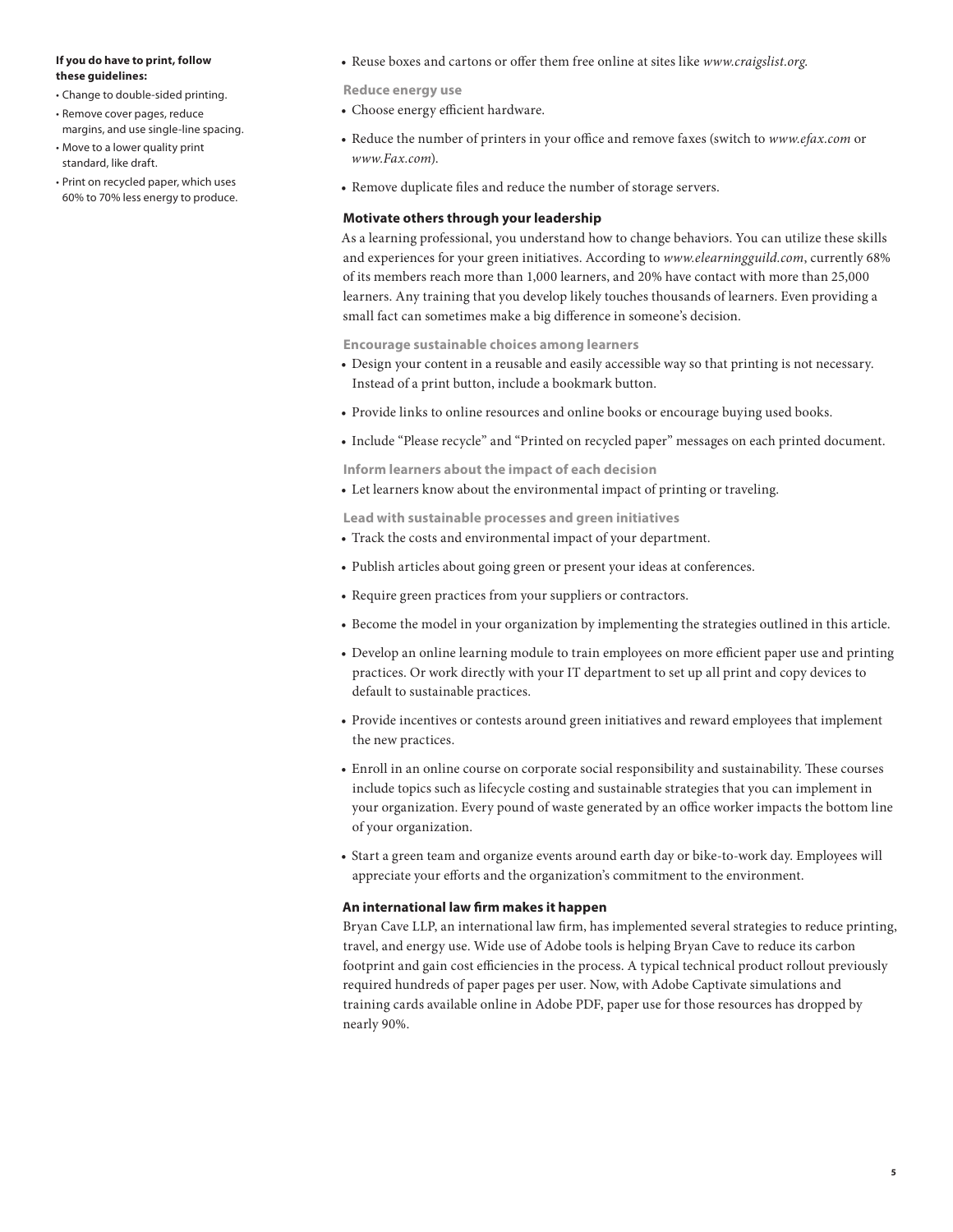**If you do have to print, follow these guidelines:**

- Change to double-sided printing.
- Remove cover pages, reduce margins, and use single-line spacing.
- Move to a lower quality print standard, like draft.
- Print on recycled paper, which uses 60% to 70% less energy to produce.

- Reuse boxes and cartons or offer them free online at sites like *www.craigslist.org*.

**Reduce energy use**

- Choose energy efficient hardware.
- Reduce the number of printers in your office and remove faxes (switch to *www.efax.com* or *www.Fax.com*).
- Remove duplicate files and reduce the number of storage servers.

### Motivate others through your leadership

As a learning professional, you understand how to change behaviors. You can utilize these skills and experiences for your green initiatives. According to *www.elearningguild.com*, currently 68% of its members reach more than 1,000 learners, and 20% have contact with more than 25,000 learners. Any training that you develop likely touches thousands of learners. Even providing a small fact can sometimes make a big difference in someone's decision.

**Encourage sustainable choices among learners**

- Design your content in a reusable and easily accessible way so that printing is not necessary. Instead of a print button, include a bookmark button.
- Provide links to online resources and online books or encourage buying used books.
- Include "Please recycle" and "Printed on recycled paper" messages on each printed document.

**Inform learners about the impact of each decision**

- Let learners know about the environmental impact of printing or traveling.

**Lead with sustainable processes and green initiatives**

- Track the costs and environmental impact of your department.
- Publish articles about going green or present your ideas at conferences.
- Require green practices from your suppliers or contractors.
- Become the model in your organization by implementing the strategies outlined in this article.
- Develop an online learning module to train employees on more efficient paper use and printing practices. Or work directly with your IT department to set up all print and copy devices to default to sustainable practices.
- Provide incentives or contests around green initiatives and reward employees that implement the new practices.
- Enroll in an online course on corporate social responsibility and sustainability. These courses include topics such as lifecycle costing and sustainable strategies that you can implement in your organization. Every pound of waste generated by an office worker impacts the bottom line of your organization.
- Start a green team and organize events around earth day or bike-to-work day. Employees will appreciate your efforts and the organization's commitment to the environment.

### An international law firm makes it happen

Bryan Cave LLP, an international law firm, has implemented several strategies to reduce printing, travel, and energy use. Wide use of Adobe tools is helping Bryan Cave to reduce its carbon footprint and gain cost efficiencies in the process. A typical technical product rollout previously required hundreds of paper pages per user. Now, with Adobe Captivate simulations and training cards available online in Adobe PDF, paper use for those resources has dropped by nearly 90%.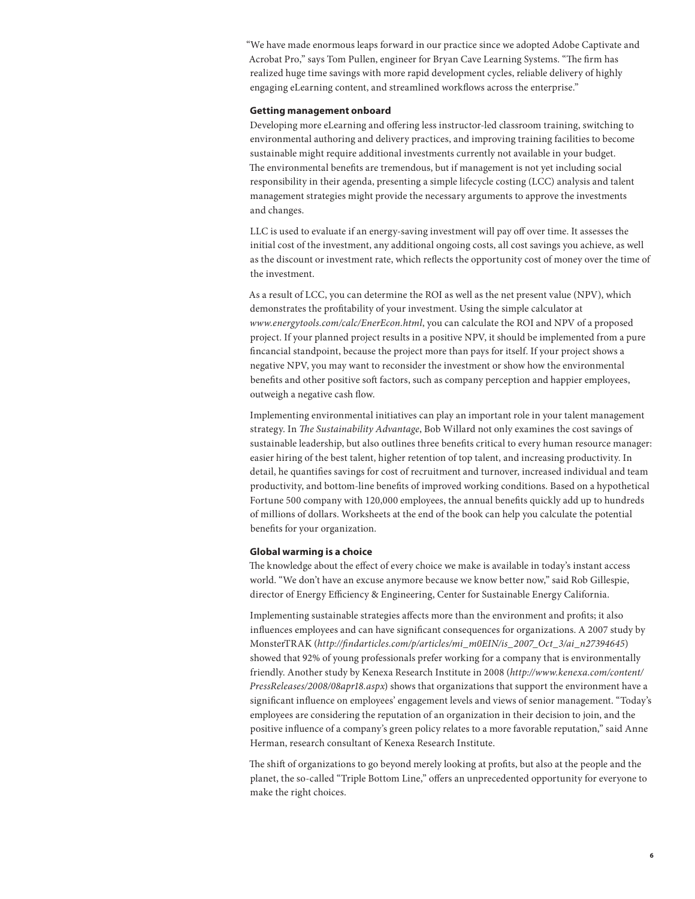"We have made enormous leaps forward in our practice since we adopted Adobe Captivate and Acrobat Pro," says Tom Pullen, engineer for Bryan Cave Learning Systems. "The firm has realized huge time savings with more rapid development cycles, reliable delivery of highly engaging eLearning content, and streamlined workflows across the enterprise."

**Getting management onboard**

Developing more eLearning and offering less instructor-led classroom training, switching to environmental authoring and delivery practices, and improving training facilities to become sustainable might require additional investments currently not available in your budget. The environmental benefits are tremendous, but if management is not yet including social responsibility in their agenda, presenting a simple lifecycle costing (LCC) analysis and talent management strategies might provide the necessary arguments to approve the investments and changes.

LLC is used to evaluate if an energy-saving investment will pay off over time. It assesses the initial cost of the investment, any additional ongoing costs, all cost savings you achieve, as well as the discount or investment rate, which reflects the opportunity cost of money over the time of the investment.

As a result of LCC, you can determine the ROI as well as the net present value (NPV), which demonstrates the profitability of your investment. Using the simple calculator at *www.energytools.com/calc/EnerEcon.html*, you can calculate the ROI and NPV of a proposed project. If your planned project results in a positive NPV, it should be implemented from a pure fincancial standpoint, because the project more than pays for itself. If your project shows a negative NPV, you may want to reconsider the investment or show how the environmental benefits and other positive soft factors, such as company perception and happier employees, outweigh a negative cash flow.

Implementing environmental initiatives can play an important role in your talent management strategy. In *The Sustainability Advantage*, Bob Willard not only examines the cost savings of sustainable leadership, but also outlines three benefits critical to every human resource manager: easier hiring of the best talent, higher retention of top talent, and increasing productivity. In detail, he quantifies savings for cost of recruitment and turnover, increased individual and team productivity, and bottom-line benefits of improved working conditions. Based on a hypothetical Fortune 500 company with 120,000 employees, the annual benefits quickly add up to hundreds of millions of dollars. Worksheets at the end of the book can help you calculate the potential benefits for your organization.

**Global warming is a choice**

The knowledge about the effect of every choice we make is available in today's instant access world. "We don't have an excuse anymore because we know better now," said Rob Gillespie, director of Energy Efficiency & Engineering, Center for Sustainable Energy California.

Implementing sustainable strategies affects more than the environment and profits; it also influences employees and can have significant consequences for organizations. A 2007 study by MonsterTRAK (*http://findarticles.com/p/articles/mi_m0EIN/is_2007_Oct_3/ai_n27394645*) showed that 92% of young professionals prefer working for a company that is environmentally friendly. Another study by Kenexa Research Institute in 2008 (*http://www.kenexa.com/content/PressReleases/2008/08apr18.aspx*) shows that organizations that support the environment have a significant influence on employees' engagement levels and views of senior management. "Today's employees are considering the reputation of an organization in their decision to join, and the positive influence of a company's green policy relates to a more favorable reputation," said Anne Herman, research consultant of Kenexa Research Institute.

The shift of organizations to go beyond merely looking at profits, but also at the people and the planet, the so-called "Triple Bottom Line," offers an unprecedented opportunity for everyone to make the right choices.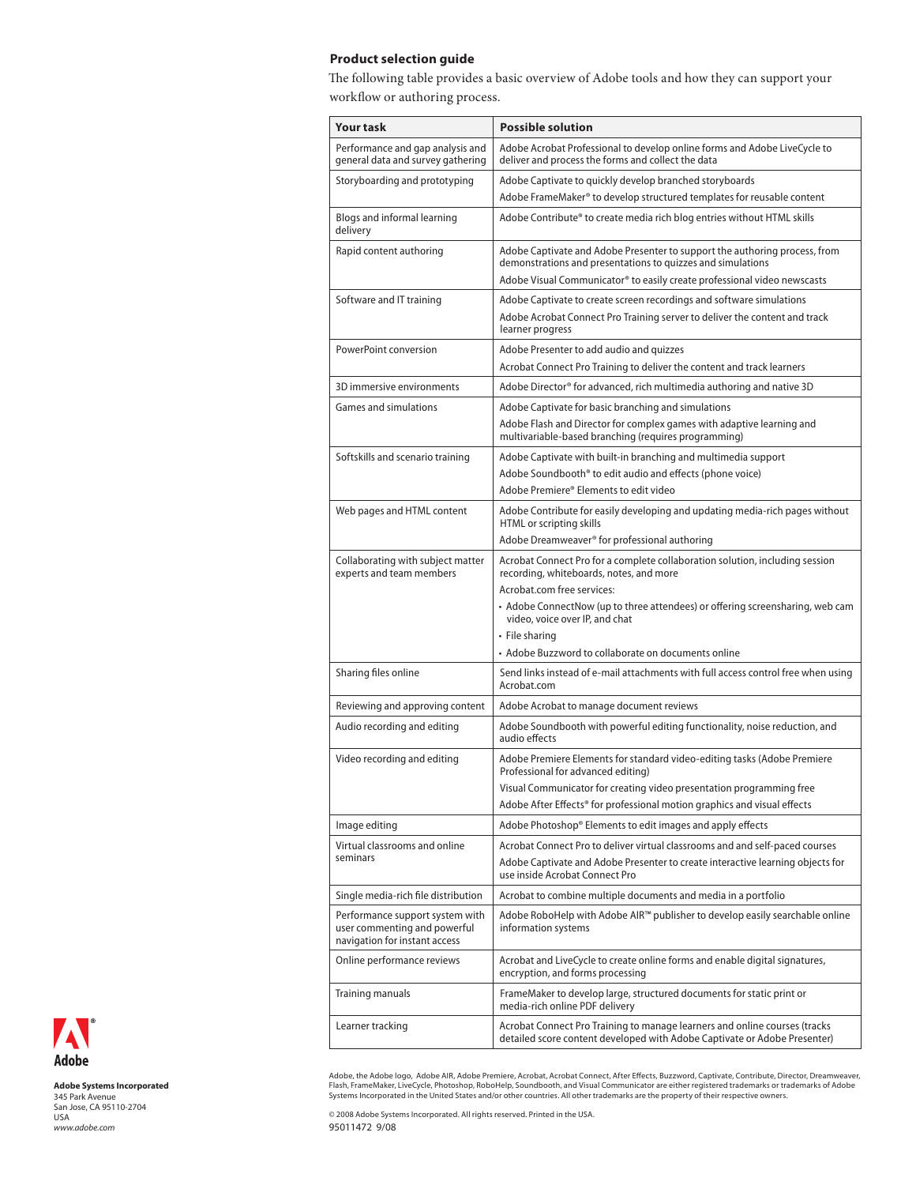## Product selection guide

The following table provides a basic overview of Adobe tools and how they can support your workflow or authoring process.

| Your task | Possible solution |
|---|---|
| Performance and gap analysis and general data and survey gathering | Adobe Acrobat Professional to develop online forms and Adobe LiveCycle to deliver and process the forms and collect the data |
| Storyboarding and prototyping | Adobe Captivate to quickly develop branched storyboards<br>Adobe FrameMaker® to develop structured templates for reusable content |
| Blogs and informal learning delivery | Adobe Contribute® to create media rich blog entries without HTML skills |
| Rapid content authoring | Adobe Captivate and Adobe Presenter to support the authoring process, from demonstrations and presentations to quizzes and simulations<br>Adobe Visual Communicator® to easily create professional video newscasts |
| Software and IT training | Adobe Captivate to create screen recordings and software simulations<br>Adobe Acrobat Connect Pro Training server to deliver the content and track learner progress |
| PowerPoint conversion | Adobe Presenter to add audio and quizzes<br>Acrobat Connect Pro Training to deliver the content and track learners |
| 3D immersive environments | Adobe Director® for advanced, rich multimedia authoring and native 3D |
| Games and simulations | Adobe Captivate for basic branching and simulations<br>Adobe Flash and Director for complex games with adaptive learning and multivariable-based branching (requires programming) |
| Softskills and scenario training | Adobe Captivate with built-in branching and multimedia support<br>Adobe Soundbooth® to edit audio and effects (phone voice)<br>Adobe Premiere® Elements to edit video |
| Web pages and HTML content | Adobe Contribute for easily developing and updating media-rich pages without HTML or scripting skills<br>Adobe Dreamweaver® for professional authoring |
| Collaborating with subject matter experts and team members | Acrobat Connect Pro for a complete collaboration solution, including session recording, whiteboards, notes, and more<br>Acrobat.com free services:<br>• Adobe ConnectNow (up to three attendees) or offering screensharing, web cam video, voice over IP, and chat<br>• File sharing<br>• Adobe Buzzword to collaborate on documents online |
| Sharing files online | Send links instead of e-mail attachments with full access control free when using Acrobat.com |
| Reviewing and approving content | Adobe Acrobat to manage document reviews |
| Audio recording and editing | Adobe Soundbooth with powerful editing functionality, noise reduction, and audio effects |
| Video recording and editing | Adobe Premiere Elements for standard video-editing tasks (Adobe Premiere Professional for advanced editing)<br>Visual Communicator for creating video presentation programming free<br>Adobe After Effects® for professional motion graphics and visual effects |
| Image editing | Adobe Photoshop® Elements to edit images and apply effects |
| Virtual classrooms and online seminars | Acrobat Connect Pro to deliver virtual classrooms and and self-paced courses<br>Adobe Captivate and Adobe Presenter to create interactive learning objects for use inside Acrobat Connect Pro |
| Single media-rich file distribution | Acrobat to combine multiple documents and media in a portfolio |
| Performance support system with user commenting and powerful navigation for instant access | Adobe RoboHelp with Adobe AIR™ publisher to develop easily searchable online information systems |
| Online performance reviews | Acrobat and LiveCycle to create online forms and enable digital signatures, encryption, and forms processing |
| Training manuals | FrameMaker to develop large, structured documents for static print or media-rich online PDF delivery |
| Learner tracking | Acrobat Connect Pro Training to manage learners and online courses (tracks detailed score content developed with Adobe Captivate or Adobe Presenter) |

Adobe

**Adobe Systems Incorporated**
345 Park Avenue
San Jose, CA 95110-2704
USA
*www.adobe.com*

Adobe, the Adobe logo, Adobe AIR, Adobe Premiere, Acrobat, Acrobat Connect, After Effects, Buzzword, Captivate, Contribute, Director, Dreamweaver, Flash, FrameMaker, LiveCycle, Photoshop, RoboHelp, Soundbooth, and Visual Communicator are either registered trademarks or trademarks of Adobe Systems Incorporated in the United States and/or other countries. All other trademarks are the property of their respective owners.

© 2008 Adobe Systems Incorporated. All rights reserved. Printed in the USA.

95011472 9/08